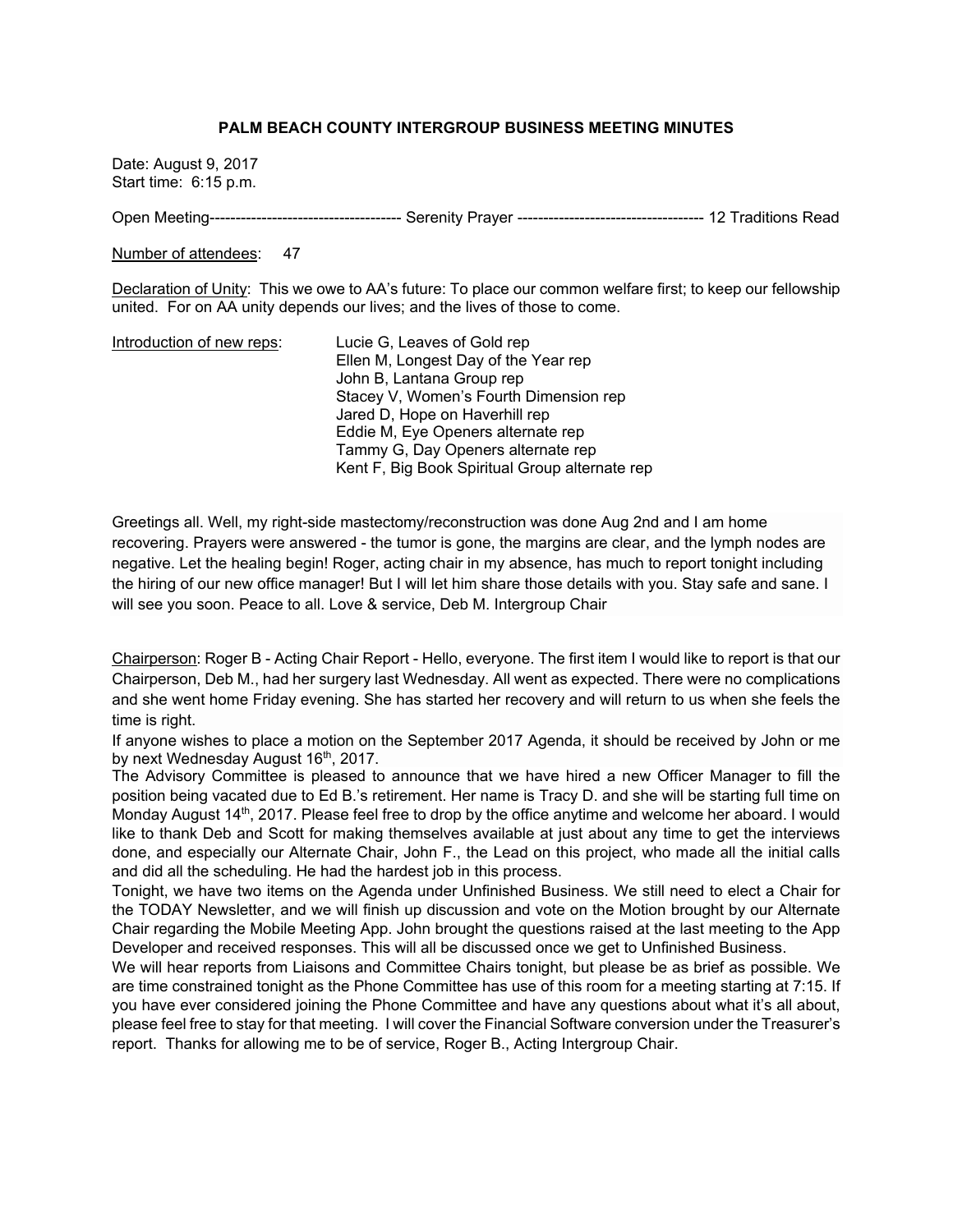### PALM BEACH COUNTY INTERGROUP BUSINESS MEETING MINUTES

Date: August 9, 2017
Start time: 6:15 p.m.

Open Meeting------------------------------------- Serenity Prayer ------------------------------------ 12 Traditions Read

Number of attendees: 47

Declaration of Unity: This we owe to AA's future: To place our common welfare first; to keep our fellowship united. For on AA unity depends our lives; and the lives of those to come.

Introduction of new reps:
- Lucie G, Leaves of Gold rep
- Ellen M, Longest Day of the Year rep
- John B, Lantana Group rep
- Stacey V, Women's Fourth Dimension rep
- Jared D, Hope on Haverhill rep
- Eddie M, Eye Openers alternate rep
- Tammy G, Day Openers alternate rep
- Kent F, Big Book Spiritual Group alternate rep

Greetings all. Well, my right-side mastectomy/reconstruction was done Aug 2nd and I am home recovering. Prayers were answered - the tumor is gone, the margins are clear, and the lymph nodes are negative. Let the healing begin! Roger, acting chair in my absence, has much to report tonight including the hiring of our new office manager! But I will let him share those details with you. Stay safe and sane. I will see you soon. Peace to all. Love & service, Deb M. Intergroup Chair

Chairperson: Roger B - Acting Chair Report - Hello, everyone. The first item I would like to report is that our Chairperson, Deb M., had her surgery last Wednesday. All went as expected. There were no complications and she went home Friday evening. She has started her recovery and will return to us when she feels the time is right.

If anyone wishes to place a motion on the September 2017 Agenda, it should be received by John or me by next Wednesday August 16th, 2017.

The Advisory Committee is pleased to announce that we have hired a new Officer Manager to fill the position being vacated due to Ed B.'s retirement. Her name is Tracy D. and she will be starting full time on Monday August 14th, 2017. Please feel free to drop by the office anytime and welcome her aboard. I would like to thank Deb and Scott for making themselves available at just about any time to get the interviews done, and especially our Alternate Chair, John F., the Lead on this project, who made all the initial calls and did all the scheduling. He had the hardest job in this process.

Tonight, we have two items on the Agenda under Unfinished Business. We still need to elect a Chair for the TODAY Newsletter, and we will finish up discussion and vote on the Motion brought by our Alternate Chair regarding the Mobile Meeting App. John brought the questions raised at the last meeting to the App Developer and received responses. This will all be discussed once we get to Unfinished Business.

We will hear reports from Liaisons and Committee Chairs tonight, but please be as brief as possible. We are time constrained tonight as the Phone Committee has use of this room for a meeting starting at 7:15. If you have ever considered joining the Phone Committee and have any questions about what it's all about, please feel free to stay for that meeting. I will cover the Financial Software conversion under the Treasurer's report. Thanks for allowing me to be of service, Roger B., Acting Intergroup Chair.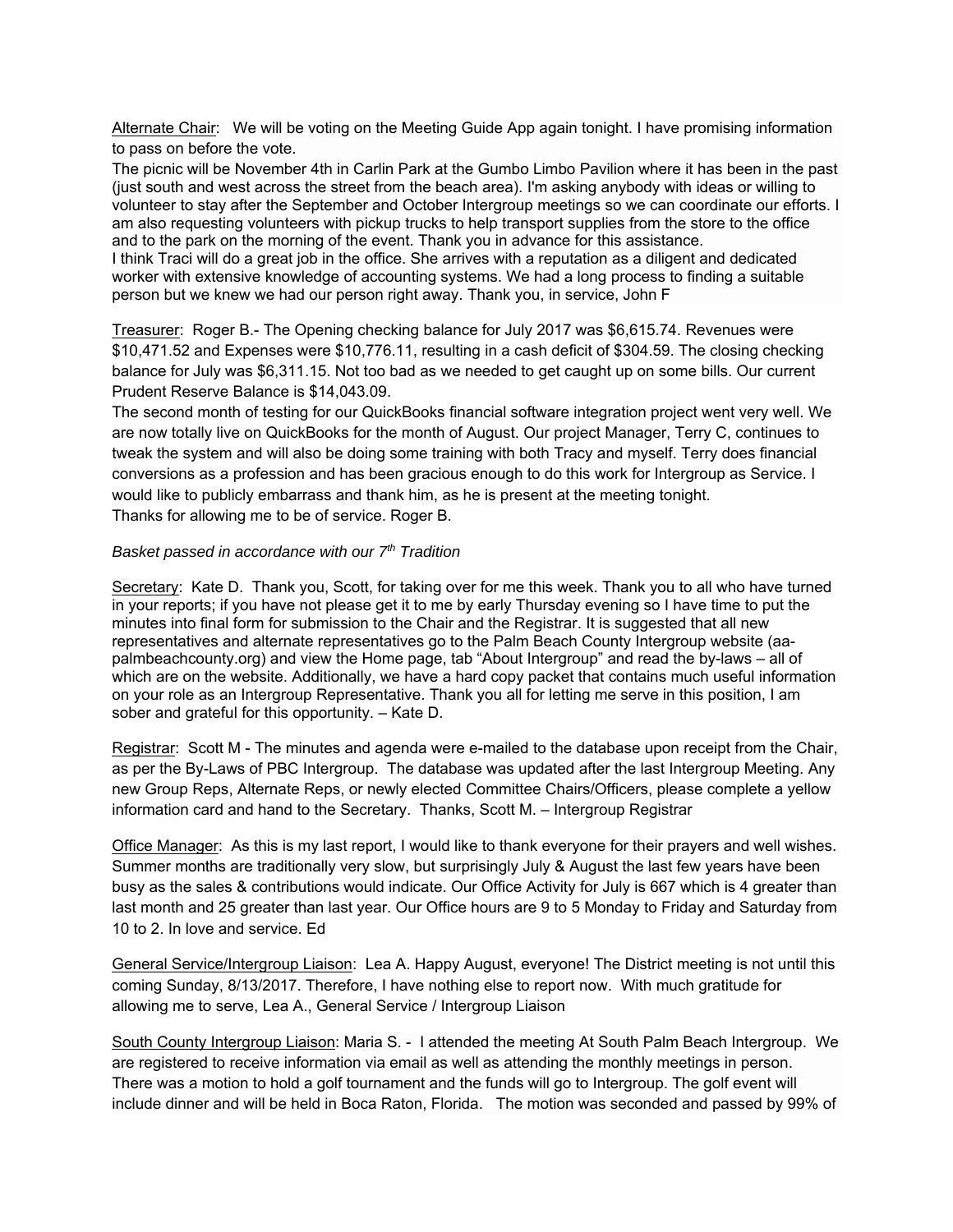Alternate Chair: We will be voting on the Meeting Guide App again tonight. I have promising information to pass on before the vote.

The picnic will be November 4th in Carlin Park at the Gumbo Limbo Pavilion where it has been in the past (just south and west across the street from the beach area). I'm asking anybody with ideas or willing to volunteer to stay after the September and October Intergroup meetings so we can coordinate our efforts. I am also requesting volunteers with pickup trucks to help transport supplies from the store to the office and to the park on the morning of the event. Thank you in advance for this assistance.

I think Traci will do a great job in the office. She arrives with a reputation as a diligent and dedicated worker with extensive knowledge of accounting systems. We had a long process to finding a suitable person but we knew we had our person right away. Thank you, in service, John F

Treasurer: Roger B.- The Opening checking balance for July 2017 was $6,615.74. Revenues were $10,471.52 and Expenses were $10,776.11, resulting in a cash deficit of $304.59. The closing checking balance for July was $6,311.15. Not too bad as we needed to get caught up on some bills. Our current Prudent Reserve Balance is $14,043.09.

The second month of testing for our QuickBooks financial software integration project went very well. We are now totally live on QuickBooks for the month of August. Our project Manager, Terry C, continues to tweak the system and will also be doing some training with both Tracy and myself. Terry does financial conversions as a profession and has been gracious enough to do this work for Intergroup as Service. I would like to publicly embarrass and thank him, as he is present at the meeting tonight.

Thanks for allowing me to be of service. Roger B.

*Basket passed in accordance with our 7th Tradition*

Secretary: Kate D. Thank you, Scott, for taking over for me this week. Thank you to all who have turned in your reports; if you have not please get it to me by early Thursday evening so I have time to put the minutes into final form for submission to the Chair and the Registrar. It is suggested that all new representatives and alternate representatives go to the Palm Beach County Intergroup website (aa-palmbeachcounty.org) and view the Home page, tab "About Intergroup" and read the by-laws – all of which are on the website. Additionally, we have a hard copy packet that contains much useful information on your role as an Intergroup Representative. Thank you all for letting me serve in this position, I am sober and grateful for this opportunity. – Kate D.

Registrar: Scott M - The minutes and agenda were e-mailed to the database upon receipt from the Chair, as per the By-Laws of PBC Intergroup. The database was updated after the last Intergroup Meeting. Any new Group Reps, Alternate Reps, or newly elected Committee Chairs/Officers, please complete a yellow information card and hand to the Secretary. Thanks, Scott M. – Intergroup Registrar

Office Manager: As this is my last report, I would like to thank everyone for their prayers and well wishes. Summer months are traditionally very slow, but surprisingly July & August the last few years have been busy as the sales & contributions would indicate. Our Office Activity for July is 667 which is 4 greater than last month and 25 greater than last year. Our Office hours are 9 to 5 Monday to Friday and Saturday from 10 to 2. In love and service. Ed

General Service/Intergroup Liaison: Lea A. Happy August, everyone! The District meeting is not until this coming Sunday, 8/13/2017. Therefore, I have nothing else to report now. With much gratitude for allowing me to serve, Lea A., General Service / Intergroup Liaison

South County Intergroup Liaison: Maria S. - I attended the meeting At South Palm Beach Intergroup. We are registered to receive information via email as well as attending the monthly meetings in person. There was a motion to hold a golf tournament and the funds will go to Intergroup. The golf event will include dinner and will be held in Boca Raton, Florida. The motion was seconded and passed by 99% of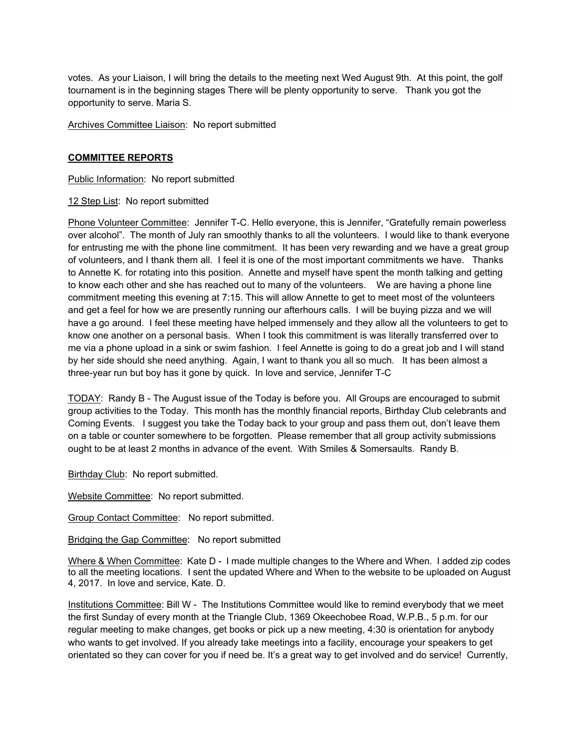votes.  As your Liaison, I will bring the details to the meeting next Wed August 9th.  At this point, the golf tournament is in the beginning stages There will be plenty opportunity to serve.   Thank you got the opportunity to serve. Maria S.

Archives Committee Liaison:  No report submitted

## COMMITTEE REPORTS

Public Information:  No report submitted

12 Step List:  No report submitted

Phone Volunteer Committee:  Jennifer T-C. Hello everyone, this is Jennifer, "Gratefully remain powerless over alcohol".  The month of July ran smoothly thanks to all the volunteers.  I would like to thank everyone for entrusting me with the phone line commitment.  It has been very rewarding and we have a great group of volunteers, and I thank them all.  I feel it is one of the most important commitments we have.   Thanks to Annette K. for rotating into this position.  Annette and myself have spent the month talking and getting to know each other and she has reached out to many of the volunteers.    We are having a phone line commitment meeting this evening at 7:15.  This will allow Annette to get to meet most of the volunteers and get a feel for how we are presently running our afterhours calls.  I will be buying pizza and we will have a go around.  I feel these meeting have helped immensely and they allow all the volunteers to get to know one another on a personal basis.  When I took this commitment is was literally transferred over to me via a phone upload in a sink or swim fashion.  I feel Annette is going to do a great job and I will stand by her side should she need anything.  Again, I want to thank you all so much.   It has been almost a three-year run but boy has it gone by quick.  In love and service, Jennifer T-C

TODAY:  Randy B - The August issue of the Today is before you.  All Groups are encouraged to submit group activities to the Today.  This month has the monthly financial reports, Birthday Club celebrants and Coming Events.   I suggest you take the Today back to your group and pass them out, don't leave them on a table or counter somewhere to be forgotten.  Please remember that all group activity submissions ought to be at least 2 months in advance of the event.  With Smiles & Somersaults.  Randy B.

Birthday Club:  No report submitted.

Website Committee:  No report submitted.

Group Contact Committee:   No report submitted.

Bridging the Gap Committee:   No report submitted

Where & When Committee:  Kate D -  I made multiple changes to the Where and When.  I added zip codes to all the meeting locations.  I sent the updated Where and When to the website to be uploaded on August 4, 2017.  In love and service, Kate. D.

Institutions Committee: Bill W -  The Institutions Committee would like to remind everybody that we meet the first Sunday of every month at the Triangle Club, 1369 Okeechobee Road, W.P.B., 5 p.m. for our regular meeting to make changes, get books or pick up a new meeting, 4:30 is orientation for anybody who wants to get involved. If you already take meetings into a facility, encourage your speakers to get orientated so they can cover for you if need be. It's a great way to get involved and do service!  Currently,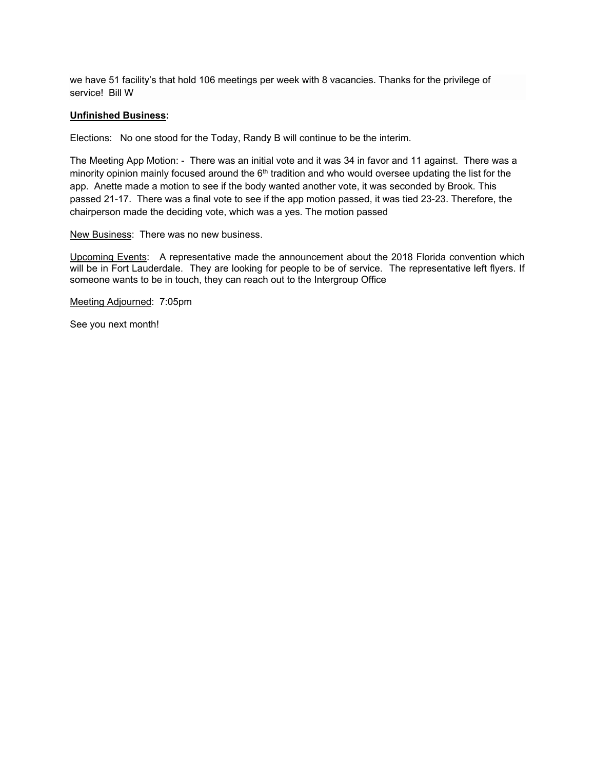we have 51 facility's that hold 106 meetings per week with 8 vacancies. Thanks for the privilege of service! Bill W

**Unfinished Business:**

Elections: No one stood for the Today, Randy B will continue to be the interim.

The Meeting App Motion: - There was an initial vote and it was 34 in favor and 11 against. There was a minority opinion mainly focused around the 6th tradition and who would oversee updating the list for the app. Anette made a motion to see if the body wanted another vote, it was seconded by Brook. This passed 21-17. There was a final vote to see if the app motion passed, it was tied 23-23. Therefore, the chairperson made the deciding vote, which was a yes. The motion passed

New Business: There was no new business.

Upcoming Events: A representative made the announcement about the 2018 Florida convention which will be in Fort Lauderdale. They are looking for people to be of service. The representative left flyers. If someone wants to be in touch, they can reach out to the Intergroup Office

Meeting Adjourned: 7:05pm

See you next month!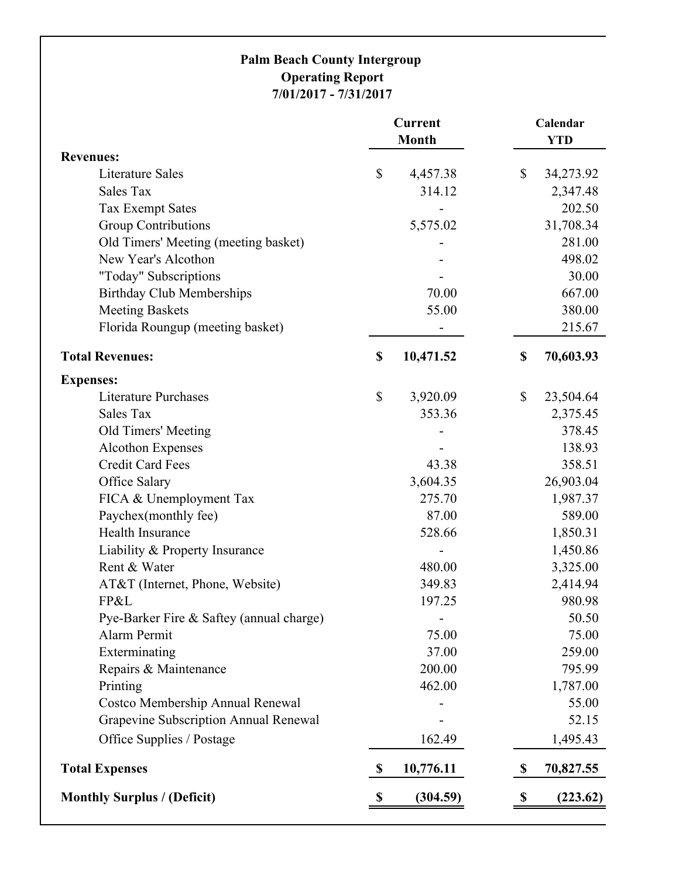**Palm Beach County Intergroup**
**Operating Report**
**7/01/2017 - 7/31/2017**

| | Current Month | Calendar YTD |
|---|---|---|
| **Revenues:** | | |
| Literature Sales | $ 4,457.38 | $ 34,273.92 |
| Sales Tax | 314.12 | 2,347.48 |
| Tax Exempt Sates | - | 202.50 |
| Group Contributions | 5,575.02 | 31,708.34 |
| Old Timers' Meeting (meeting basket) | - | 281.00 |
| New Year's Alcothon | - | 498.02 |
| "Today" Subscriptions | - | 30.00 |
| Birthday Club Memberships | 70.00 | 667.00 |
| Meeting Baskets | 55.00 | 380.00 |
| Florida Roungup (meeting basket) | - | 215.67 |
| **Total Revenues:** | **$ 10,471.52** | **$ 70,603.93** |
| **Expenses:** | | |
| Literature Purchases | $ 3,920.09 | $ 23,504.64 |
| Sales Tax | 353.36 | 2,375.45 |
| Old Timers' Meeting | - | 378.45 |
| Alcothon Expenses | - | 138.93 |
| Credit Card Fees | 43.38 | 358.51 |
| Office Salary | 3,604.35 | 26,903.04 |
| FICA & Unemployment Tax | 275.70 | 1,987.37 |
| Paychex(monthly fee) | 87.00 | 589.00 |
| Health Insurance | 528.66 | 1,850.31 |
| Liability & Property Insurance | - | 1,450.86 |
| Rent & Water | 480.00 | 3,325.00 |
| AT&T (Internet, Phone, Website) | 349.83 | 2,414.94 |
| FP&L | 197.25 | 980.98 |
| Pye-Barker Fire & Saftey (annual charge) | - | 50.50 |
| Alarm Permit | 75.00 | 75.00 |
| Exterminating | 37.00 | 259.00 |
| Repairs & Maintenance | 200.00 | 795.99 |
| Printing | 462.00 | 1,787.00 |
| Costco Membership Annual Renewal | - | 55.00 |
| Grapevine Subscription Annual Renewal | - | 52.15 |
| Office Supplies / Postage | 162.49 | 1,495.43 |
| **Total Expenses** | **$ 10,776.11** | **$ 70,827.55** |
| **Monthly Surplus / (Deficit)** | **$ (304.59)** | **$ (223.62)** |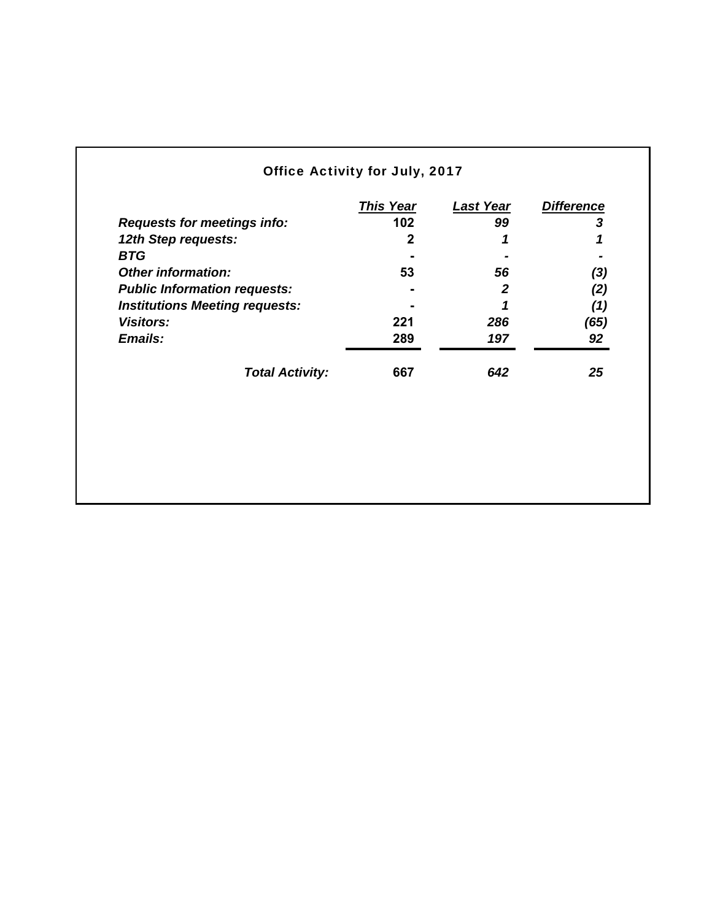## Office Activity for July, 2017

| | This Year | Last Year | Difference |
|---|---|---|---|
| ***Requests for meetings info:*** | **102** | ***99*** | ***3*** |
| ***12th Step requests:*** | **2** | ***1*** | ***1*** |
| ***BTG*** | **-** | ***-*** | ***-*** |
| ***Other information:*** | **53** | ***56*** | ***(3)*** |
| ***Public Information requests:*** | **-** | ***2*** | ***(2)*** |
| ***Institutions Meeting requests:*** | **-** | ***1*** | ***(1)*** |
| ***Visitors:*** | **221** | ***286*** | ***(65)*** |
| ***Emails:*** | **289** | ***197*** | ***92*** |
| ***Total Activity:*** | **667** | ***642*** | ***25*** |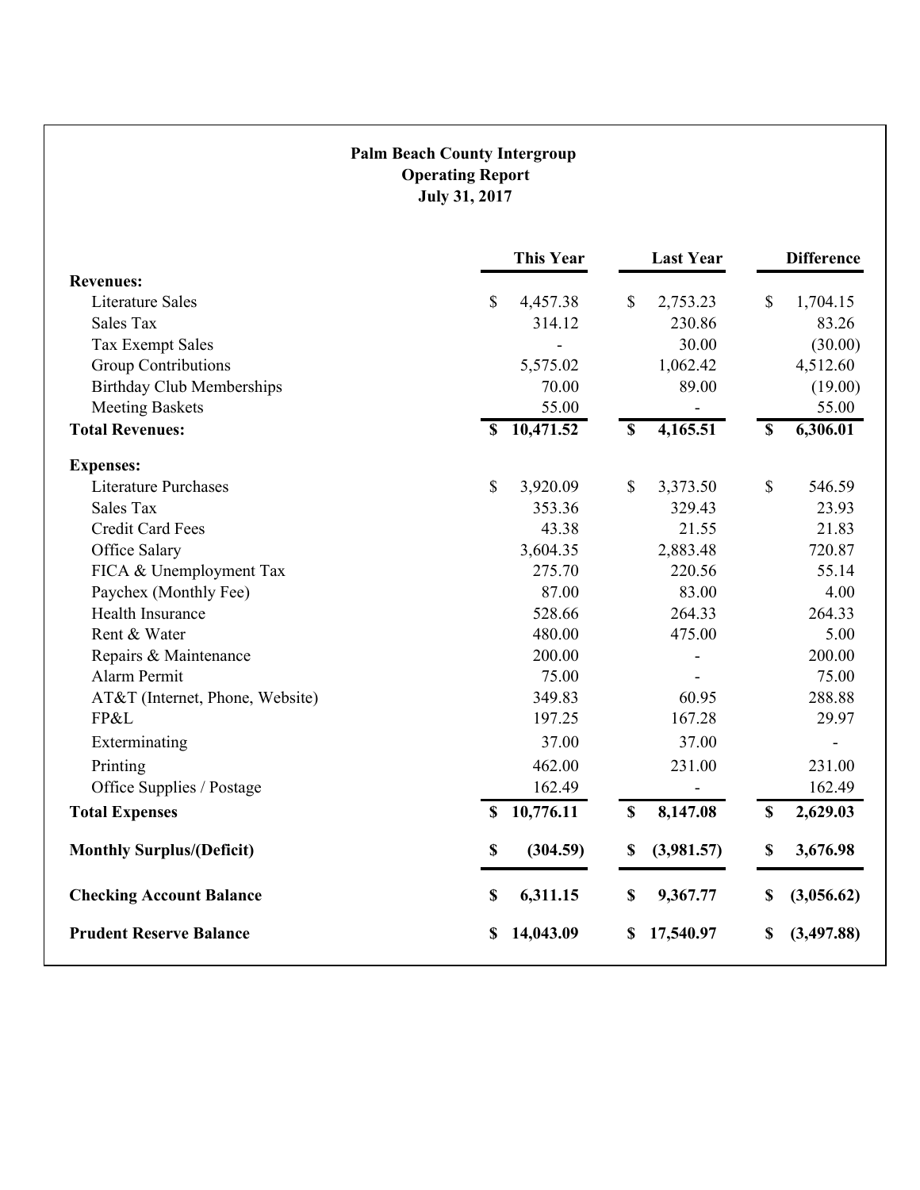**Palm Beach County Intergroup**
**Operating Report**
**July 31, 2017**

| | This Year | Last Year | Difference |
|---|---|---|---|
| **Revenues:** | | | |
| Literature Sales | $ 4,457.38 | $ 2,753.23 | $ 1,704.15 |
| Sales Tax | 314.12 | 230.86 | 83.26 |
| Tax Exempt Sales | - | 30.00 | (30.00) |
| Group Contributions | 5,575.02 | 1,062.42 | 4,512.60 |
| Birthday Club Memberships | 70.00 | 89.00 | (19.00) |
| Meeting Baskets | 55.00 | - | 55.00 |
| **Total Revenues:** | **$ 10,471.52** | **$ 4,165.51** | **$ 6,306.01** |
| **Expenses:** | | | |
| Literature Purchases | $ 3,920.09 | $ 3,373.50 | $ 546.59 |
| Sales Tax | 353.36 | 329.43 | 23.93 |
| Credit Card Fees | 43.38 | 21.55 | 21.83 |
| Office Salary | 3,604.35 | 2,883.48 | 720.87 |
| FICA & Unemployment Tax | 275.70 | 220.56 | 55.14 |
| Paychex (Monthly Fee) | 87.00 | 83.00 | 4.00 |
| Health Insurance | 528.66 | 264.33 | 264.33 |
| Rent & Water | 480.00 | 475.00 | 5.00 |
| Repairs & Maintenance | 200.00 | - | 200.00 |
| Alarm Permit | 75.00 | - | 75.00 |
| AT&T (Internet, Phone, Website) | 349.83 | 60.95 | 288.88 |
| FP&L | 197.25 | 167.28 | 29.97 |
| Exterminating | 37.00 | 37.00 | - |
| Printing | 462.00 | 231.00 | 231.00 |
| Office Supplies / Postage | 162.49 | - | 162.49 |
| **Total Expenses** | **$ 10,776.11** | **$ 8,147.08** | **$ 2,629.03** |
| **Monthly Surplus/(Deficit)** | **$ (304.59)** | **$ (3,981.57)** | **$ 3,676.98** |
| **Checking Account Balance** | **$ 6,311.15** | **$ 9,367.77** | **$ (3,056.62)** |
| **Prudent Reserve Balance** | **$ 14,043.09** | **$ 17,540.97** | **$ (3,497.88)** |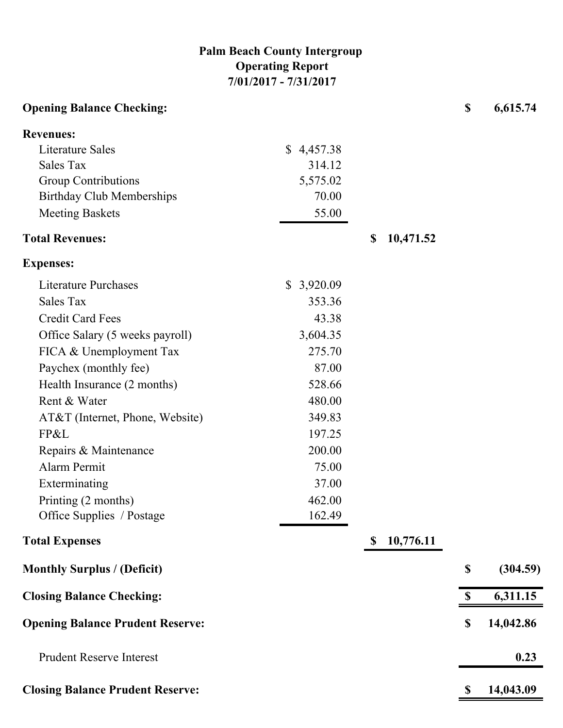# Palm Beach County Intergroup
## Operating Report
### 7/01/2017 - 7/31/2017

| | | | |
|---|---|---|---|
| **Opening Balance Checking:** | | | **$ 6,615.74** |
| **Revenues:** | | | |
| Literature Sales | $ 4,457.38 | | |
| Sales Tax | 314.12 | | |
| Group Contributions | 5,575.02 | | |
| Birthday Club Memberships | 70.00 | | |
| Meeting Baskets | 55.00 | | |
| **Total Revenues:** | | **$ 10,471.52** | |
| **Expenses:** | | | |
| Literature Purchases | $ 3,920.09 | | |
| Sales Tax | 353.36 | | |
| Credit Card Fees | 43.38 | | |
| Office Salary (5 weeks payroll) | 3,604.35 | | |
| FICA & Unemployment Tax | 275.70 | | |
| Paychex (monthly fee) | 87.00 | | |
| Health Insurance (2 months) | 528.66 | | |
| Rent & Water | 480.00 | | |
| AT&T (Internet, Phone, Website) | 349.83 | | |
| FP&L | 197.25 | | |
| Repairs & Maintenance | 200.00 | | |
| Alarm Permit | 75.00 | | |
| Exterminating | 37.00 | | |
| Printing (2 months) | 462.00 | | |
| Office Supplies / Postage | 162.49 | | |
| **Total Expenses** | | **$ 10,776.11** | |
| **Monthly Surplus / (Deficit)** | | | **$ (304.59)** |
| **Closing Balance Checking:** | | | **$ 6,311.15** |
| **Opening Balance Prudent Reserve:** | | | **$ 14,042.86** |
| Prudent Reserve Interest | | | **0.23** |
| **Closing Balance Prudent Reserve:** | | | **$ 14,043.09** |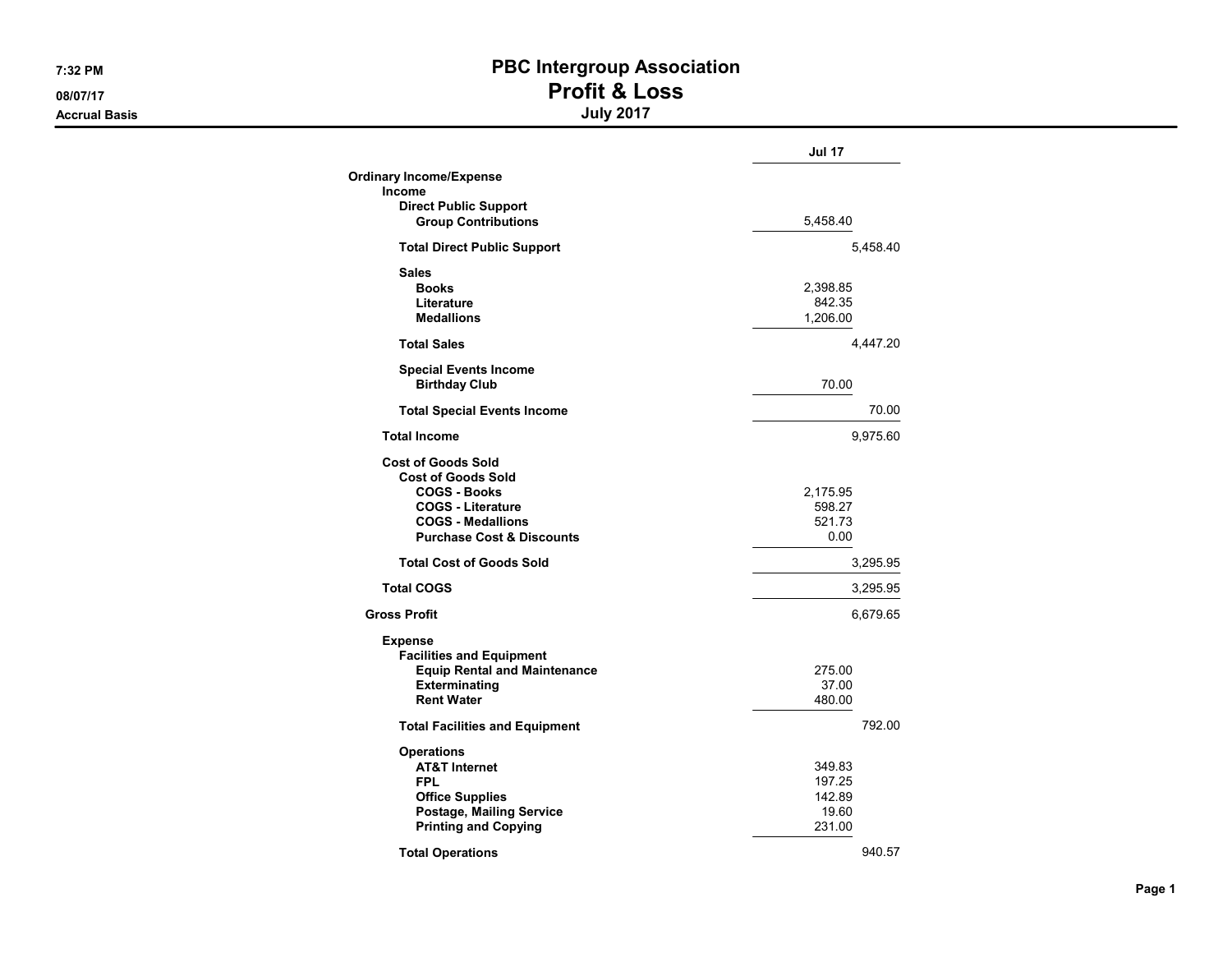# PBC Intergroup Association
## Profit & Loss
### July 2017

7:32 PM
08/07/17
Accrual Basis

| | Jul 17 | |
|---|---|---|
| **Ordinary Income/Expense** | | |
| **Income** | | |
| **Direct Public Support** | | |
| **Group Contributions** | 5,458.40 | |
| **Total Direct Public Support** | | 5,458.40 |
| **Sales** | | |
| **Books** | 2,398.85 | |
| **Literature** | 842.35 | |
| **Medallions** | 1,206.00 | |
| **Total Sales** | | 4,447.20 |
| **Special Events Income** | | |
| **Birthday Club** | 70.00 | |
| **Total Special Events Income** | | 70.00 |
| **Total Income** | | 9,975.60 |
| **Cost of Goods Sold** | | |
| **Cost of Goods Sold** | | |
| **COGS - Books** | 2,175.95 | |
| **COGS - Literature** | 598.27 | |
| **COGS - Medallions** | 521.73 | |
| **Purchase Cost & Discounts** | 0.00 | |
| **Total Cost of Goods Sold** | | 3,295.95 |
| **Total COGS** | | 3,295.95 |
| **Gross Profit** | | 6,679.65 |
| **Expense** | | |
| **Facilities and Equipment** | | |
| **Equip Rental and Maintenance** | 275.00 | |
| **Exterminating** | 37.00 | |
| **Rent Water** | 480.00 | |
| **Total Facilities and Equipment** | | 792.00 |
| **Operations** | | |
| **AT&T Internet** | 349.83 | |
| **FPL** | 197.25 | |
| **Office Supplies** | 142.89 | |
| **Postage, Mailing Service** | 19.60 | |
| **Printing and Copying** | 231.00 | |
| **Total Operations** | | 940.57 |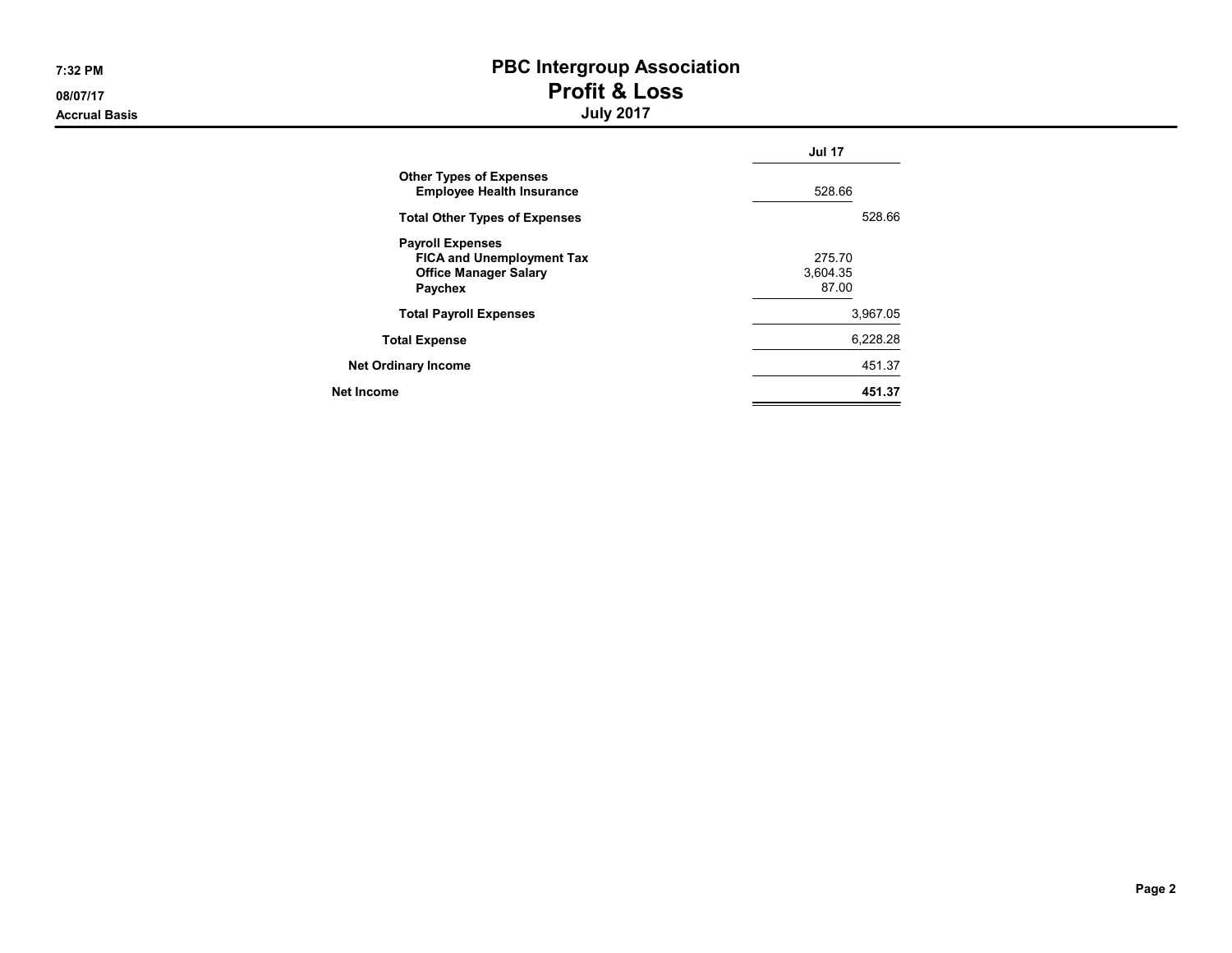# PBC Intergroup Association
## Profit & Loss
### July 2017

7:32 PM
08/07/17
Accrual Basis

| | Jul 17 | |
|---|---|---|
| **Other Types of Expenses** | | |
| **Employee Health Insurance** | 528.66 | |
| **Total Other Types of Expenses** | | 528.66 |
| **Payroll Expenses** | | |
| **FICA and Unemployment Tax** | 275.70 | |
| **Office Manager Salary** | 3,604.35 | |
| **Paychex** | 87.00 | |
| **Total Payroll Expenses** | | 3,967.05 |
| **Total Expense** | | 6,228.28 |
| **Net Ordinary Income** | | 451.37 |
| **Net Income** | | **451.37** |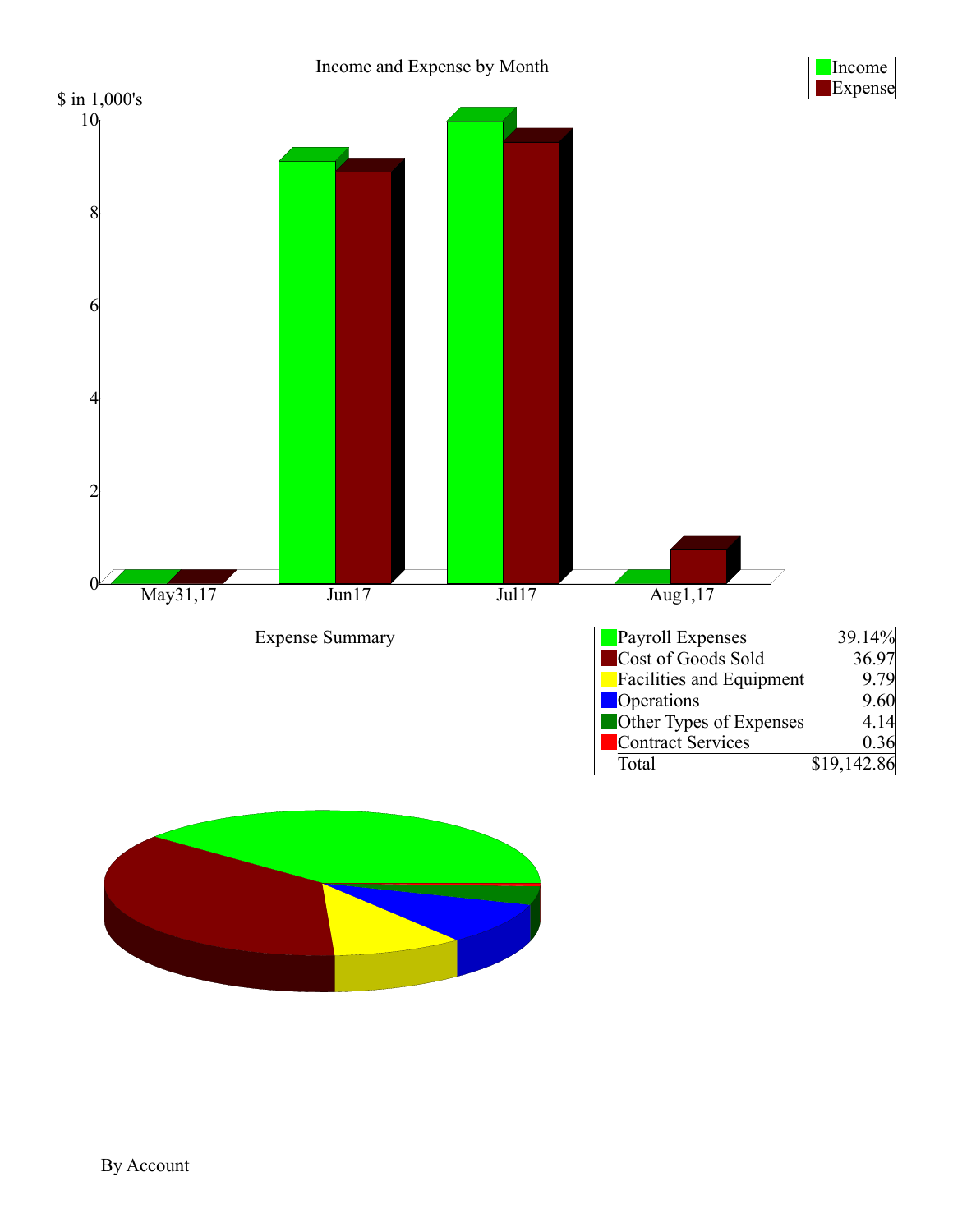Income and Expense by Month

Income
Expense

$ in 1,000's

10
8
6
4
2
0

May31,17
Jun17
Jul17
Aug1,17

Expense Summary

| | |
|---|---|
| Payroll Expenses | 39.14% |
| Cost of Goods Sold | 36.97 |
| Facilities and Equipment | 9.79 |
| Operations | 9.60 |
| Other Types of Expenses | 4.14 |
| Contract Services | 0.36 |
| Total | $19,142.86 |

By Account